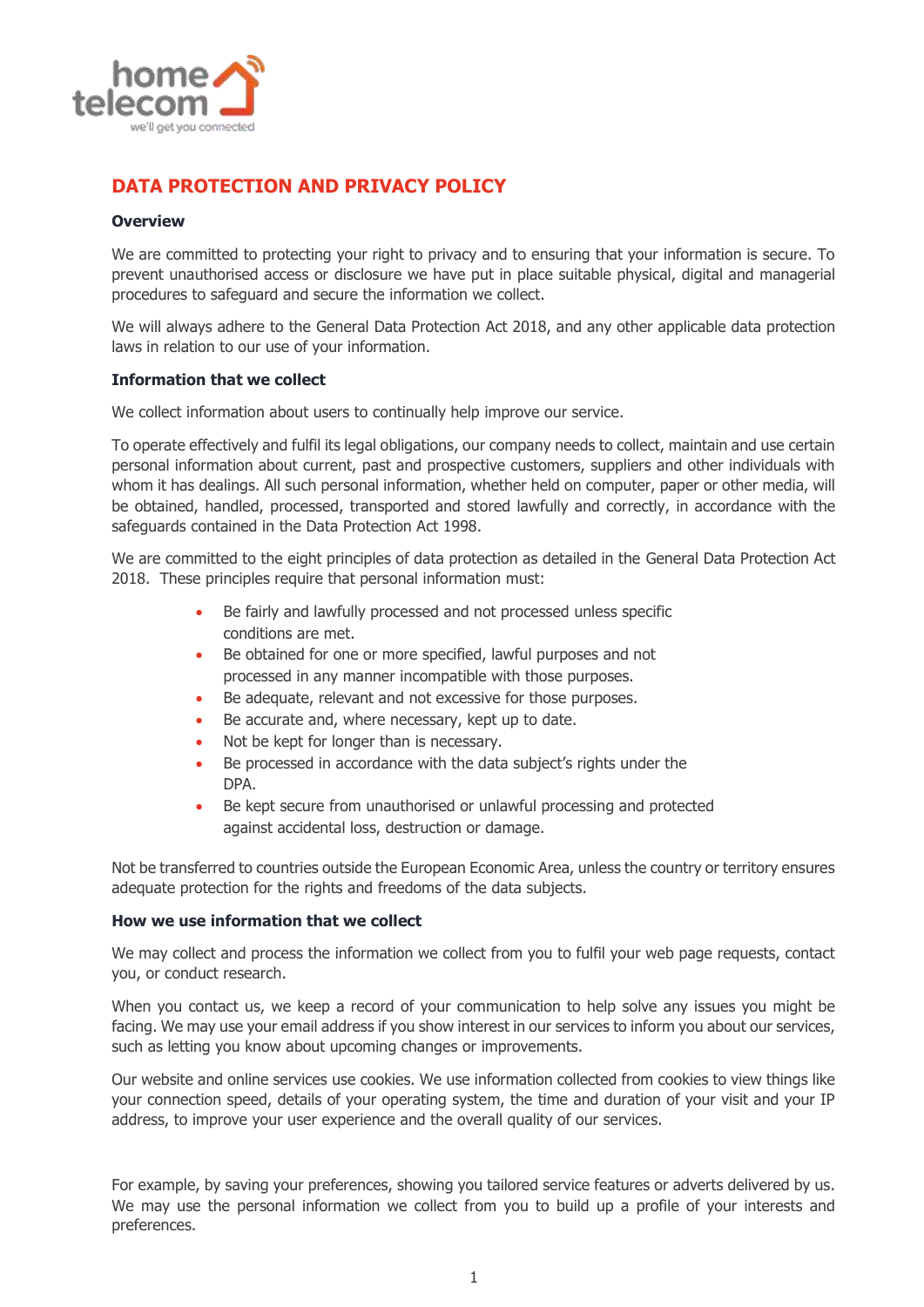# DATA PROTECTION AND PRIVACY POLICY

## Overview

We are committed to protecting your right to privacy and to ensuring that your information is secure. To prevent unauthorised access or disclosure we have put in place suitable physical, digital and managerial procedures to safeguard and secure the information we collect.

We will always adhere to the General Data Protection Act 2018, and any other applicable data protection laws in relation to our use of your information.

## Information that we collect

We collect information about users to continually help improve our service.

To operate effectively and fulfil its legal obligations, our company needs to collect, maintain and use certain personal information about current, past and prospective customers, suppliers and other individuals with whom it has dealings. All such personal information, whether held on computer, paper or other media, will be obtained, handled, processed, transported and stored lawfully and correctly, in accordance with the safeguards contained in the Data Protection Act 1998.

We are committed to the eight principles of data protection as detailed in the General Data Protection Act 2018. These principles require that personal information must:

- Be fairly and lawfully processed and not processed unless specific conditions are met.
- Be obtained for one or more specified, lawful purposes and not processed in any manner incompatible with those purposes.
- Be adequate, relevant and not excessive for those purposes.
- Be accurate and, where necessary, kept up to date.
- Not be kept for longer than is necessary.
- Be processed in accordance with the data subject's rights under the DPA.
- Be kept secure from unauthorised or unlawful processing and protected against accidental loss, destruction or damage.

Not be transferred to countries outside the European Economic Area, unless the country or territory ensures adequate protection for the rights and freedoms of the data subjects.

## How we use information that we collect

We may collect and process the information we collect from you to fulfil your web page requests, contact you, or conduct research.

When you contact us, we keep a record of your communication to help solve any issues you might be facing. We may use your email address if you show interest in our services to inform you about our services, such as letting you know about upcoming changes or improvements.

Our website and online services use cookies. We use information collected from cookies to view things like your connection speed, details of your operating system, the time and duration of your visit and your IP address, to improve your user experience and the overall quality of our services.

For example, by saving your preferences, showing you tailored service features or adverts delivered by us. We may use the personal information we collect from you to build up a profile of your interests and preferences.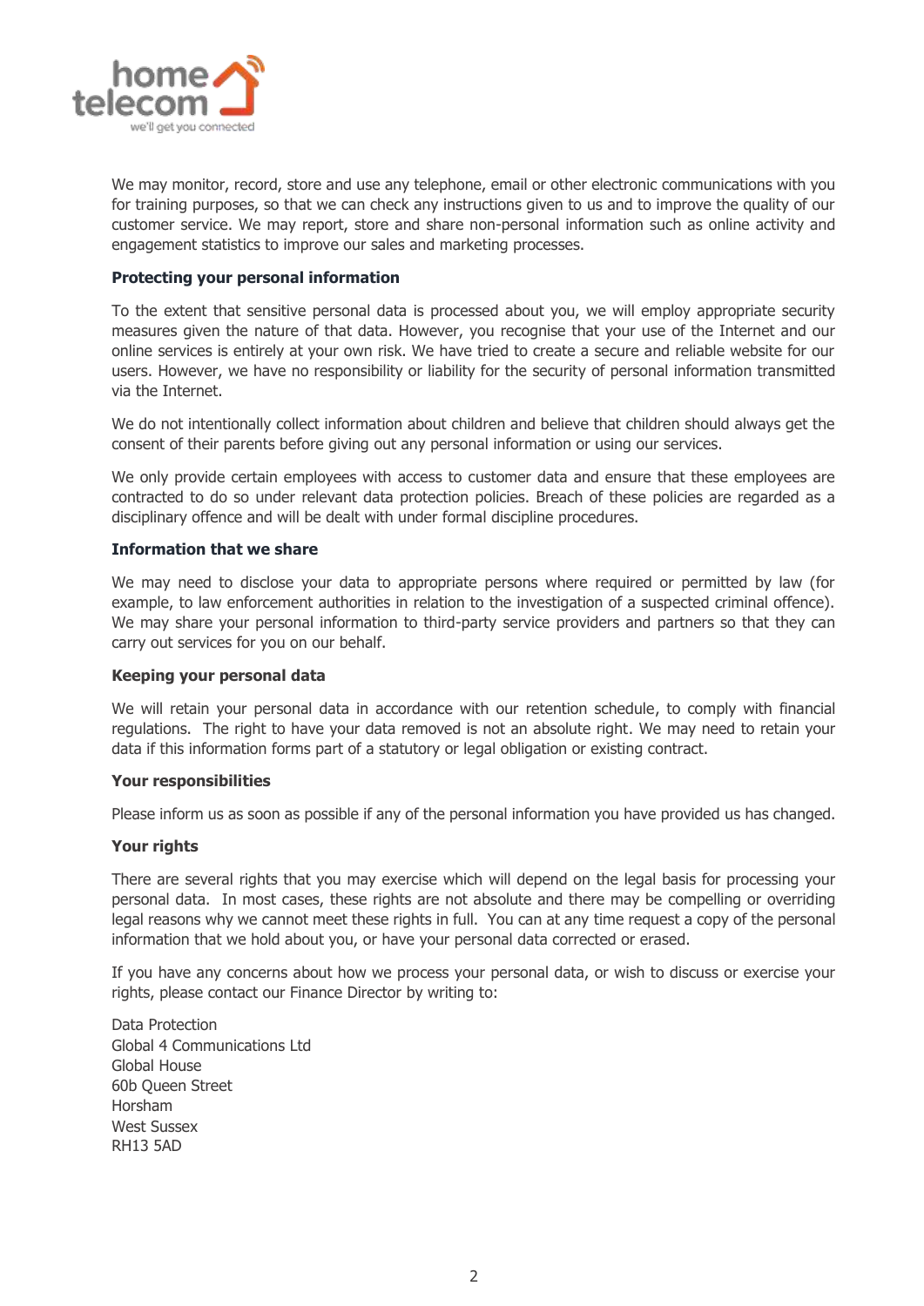We may monitor, record, store and use any telephone, email or other electronic communications with you for training purposes, so that we can check any instructions given to us and to improve the quality of our customer service. We may report, store and share non-personal information such as online activity and engagement statistics to improve our sales and marketing processes.

**Protecting your personal information**

To the extent that sensitive personal data is processed about you, we will employ appropriate security measures given the nature of that data. However, you recognise that your use of the Internet and our online services is entirely at your own risk. We have tried to create a secure and reliable website for our users. However, we have no responsibility or liability for the security of personal information transmitted via the Internet.

We do not intentionally collect information about children and believe that children should always get the consent of their parents before giving out any personal information or using our services.

We only provide certain employees with access to customer data and ensure that these employees are contracted to do so under relevant data protection policies. Breach of these policies are regarded as a disciplinary offence and will be dealt with under formal discipline procedures.

**Information that we share**

We may need to disclose your data to appropriate persons where required or permitted by law (for example, to law enforcement authorities in relation to the investigation of a suspected criminal offence). We may share your personal information to third-party service providers and partners so that they can carry out services for you on our behalf.

**Keeping your personal data**

We will retain your personal data in accordance with our retention schedule, to comply with financial regulations. The right to have your data removed is not an absolute right. We may need to retain your data if this information forms part of a statutory or legal obligation or existing contract.

**Your responsibilities**

Please inform us as soon as possible if any of the personal information you have provided us has changed.

**Your rights**

There are several rights that you may exercise which will depend on the legal basis for processing your personal data. In most cases, these rights are not absolute and there may be compelling or overriding legal reasons why we cannot meet these rights in full. You can at any time request a copy of the personal information that we hold about you, or have your personal data corrected or erased.

If you have any concerns about how we process your personal data, or wish to discuss or exercise your rights, please contact our Finance Director by writing to:

Data Protection
Global 4 Communications Ltd
Global House
60b Queen Street
Horsham
West Sussex
RH13 5AD